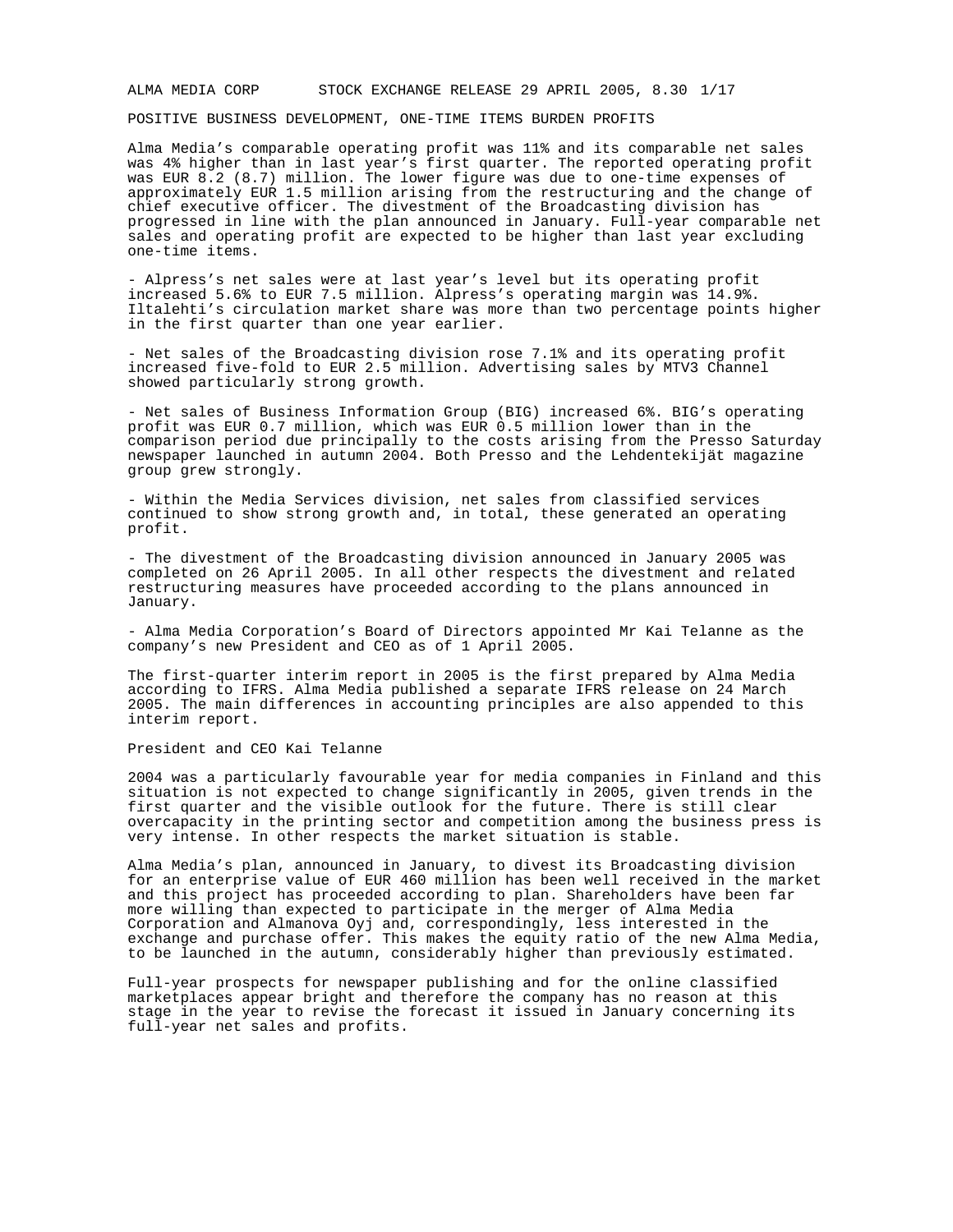ALMA MEDIA CORP STOCK EXCHANGE RELEASE 29 APRIL 2005, 8.30

# POSITIVE BUSINESS DEVELOPMENT, ONE-TIME ITEMS BURDEN PROFITS

Alma Media's comparable operating profit was 11% and its comparable net sales was 4% higher than in last year's first quarter. The reported operating profit was EUR 8.2 (8.7) million. The lower figure was due to one-time expenses of approximately EUR 1.5 million arising from the restructuring and the change of chief executive officer. The divestment of the Broadcasting division has progressed in line with the plan announced in January. Full-year comparable net sales and operating profit are expected to be higher than last year excluding one-time items.

- Alpress's net sales were at last year's level but its operating profit increased 5.6% to EUR 7.5 million. Alpress's operating margin was 14.9%. Iltalehti's circulation market share was more than two percentage points higher in the first quarter than one year earlier.

- Net sales of the Broadcasting division rose 7.1% and its operating profit increased five-fold to EUR 2.5 million. Advertising sales by MTV3 Channel showed particularly strong growth.

- Net sales of Business Information Group (BIG) increased 6%. BIG's operating profit was EUR 0.7 million, which was EUR 0.5 million lower than in the comparison period due principally to the costs arising from the Presso Saturday newspaper launched in autumn 2004. Both Presso and the Lehdentekijät magazine group grew strongly.

- Within the Media Services division, net sales from classified services continued to show strong growth and, in total, these generated an operating profit.

- The divestment of the Broadcasting division announced in January 2005 was completed on 26 April 2005. In all other respects the divestment and related restructuring measures have proceeded according to the plans announced in January.

- Alma Media Corporation's Board of Directors appointed Mr Kai Telanne as the company's new President and CEO as of 1 April 2005.

The first-quarter interim report in 2005 is the first prepared by Alma Media according to IFRS. Alma Media published a separate IFRS release on 24 March 2005. The main differences in accounting principles are also appended to this interim report.

## President and CEO Kai Telanne

2004 was a particularly favourable year for media companies in Finland and this situation is not expected to change significantly in 2005, given trends in the first quarter and the visible outlook for the future. There is still clear overcapacity in the printing sector and competition among the business press is very intense. In other respects the market situation is stable.

Alma Media's plan, announced in January, to divest its Broadcasting division for an enterprise value of EUR 460 million has been well received in the market and this project has proceeded according to plan. Shareholders have been far more willing than expected to participate in the merger of Alma Media Corporation and Almanova Oyj and, correspondingly, less interested in the exchange and purchase offer. This makes the equity ratio of the new Alma Media, to be launched in the autumn, considerably higher than previously estimated.

Full-year prospects for newspaper publishing and for the online classified marketplaces appear bright and therefore the company has no reason at this stage in the year to revise the forecast it issued in January concerning its full-year net sales and profits.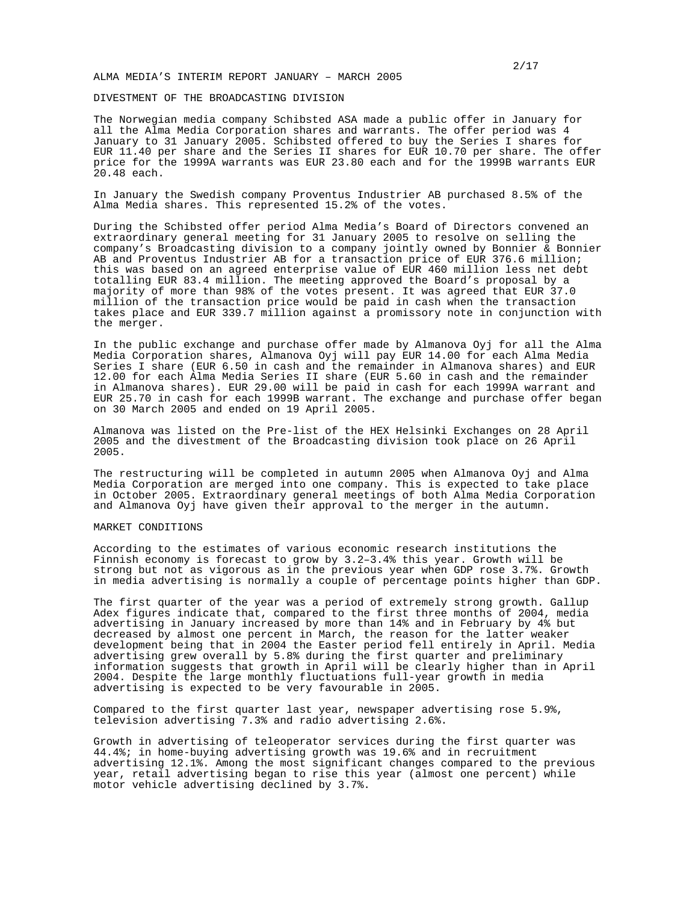ALMA MEDIA'S INTERIM REPORT JANUARY – MARCH 2005

## DIVESTMENT OF THE BROADCASTING DIVISION

The Norwegian media company Schibsted ASA made a public offer in January for all the Alma Media Corporation shares and warrants. The offer period was 4 January to 31 January 2005. Schibsted offered to buy the Series I shares for EUR 11.40 per share and the Series II shares for EUR 10.70 per share. The offer price for the 1999A warrants was EUR 23.80 each and for the 1999B warrants EUR 20.48 each.

In January the Swedish company Proventus Industrier AB purchased 8.5% of the Alma Media shares. This represented 15.2% of the votes.

During the Schibsted offer period Alma Media's Board of Directors convened an extraordinary general meeting for 31 January 2005 to resolve on selling the company's Broadcasting division to a company jointly owned by Bonnier & Bonnier AB and Proventus Industrier AB for a transaction price of EUR 376.6 million; this was based on an agreed enterprise value of EUR 460 million less net debt totalling EUR 83.4 million. The meeting approved the Board's proposal by a majority of more than 98% of the votes present. It was agreed that EUR 37.0 million of the transaction price would be paid in cash when the transaction takes place and EUR 339.7 million against a promissory note in conjunction with the merger.

In the public exchange and purchase offer made by Almanova Oyj for all the Alma Media Corporation shares, Almanova Oyj will pay EUR 14.00 for each Alma Media Series I share (EUR 6.50 in cash and the remainder in Almanova shares) and EUR 12.00 for each Alma Media Series II share (EUR 5.60 in cash and the remainder in Almanova shares). EUR 29.00 will be paid in cash for each 1999A warrant and EUR 25.70 in cash for each 1999B warrant. The exchange and purchase offer began on 30 March 2005 and ended on 19 April 2005.

Almanova was listed on the Pre-list of the HEX Helsinki Exchanges on 28 April 2005 and the divestment of the Broadcasting division took place on 26 April 2005.

The restructuring will be completed in autumn 2005 when Almanova Oyj and Alma Media Corporation are merged into one company. This is expected to take place in October 2005. Extraordinary general meetings of both Alma Media Corporation and Almanova Oyj have given their approval to the merger in the autumn.

## MARKET CONDITIONS

According to the estimates of various economic research institutions the Finnish economy is forecast to grow by 3.2–3.4% this year. Growth will be strong but not as vigorous as in the previous year when GDP rose 3.7%. Growth in media advertising is normally a couple of percentage points higher than GDP.

The first quarter of the year was a period of extremely strong growth. Gallup Adex figures indicate that, compared to the first three months of 2004, media advertising in January increased by more than 14% and in February by 4% but decreased by almost one percent in March, the reason for the latter weaker development being that in 2004 the Easter period fell entirely in April. Media advertising grew overall by 5.8% during the first quarter and preliminary information suggests that growth in April will be clearly higher than in April 2004. Despite the large monthly fluctuations full-year growth in media advertising is expected to be very favourable in 2005.

Compared to the first quarter last year, newspaper advertising rose 5.9%, television advertising 7.3% and radio advertising 2.6%.

Growth in advertising of teleoperator services during the first quarter was 44.4%; in home-buying advertising growth was 19.6% and in recruitment advertising 12.1%. Among the most significant changes compared to the previous year, retail advertising began to rise this year (almost one percent) while motor vehicle advertising declined by 3.7%.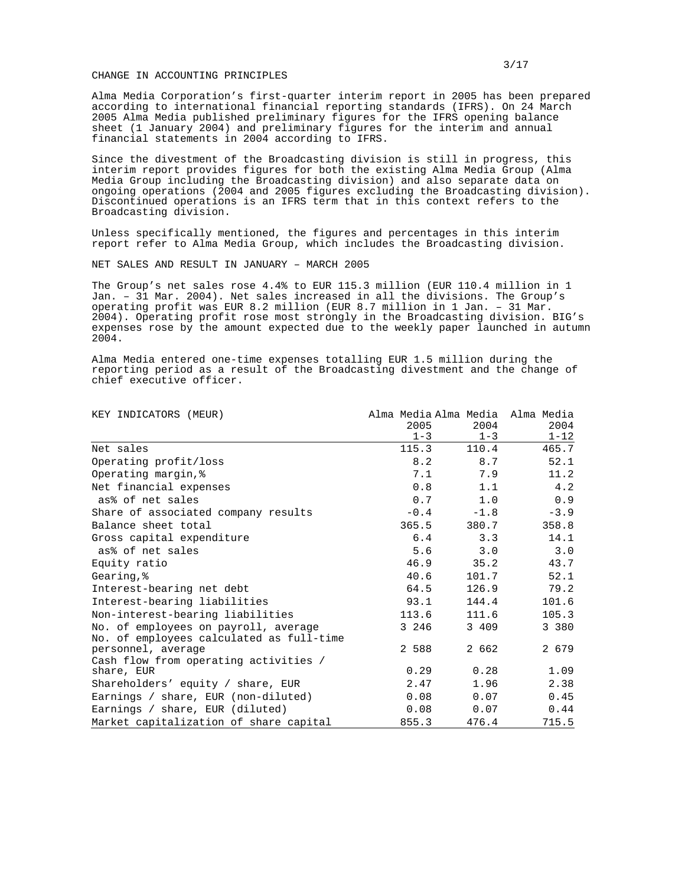## CHANGE IN ACCOUNTING PRINCIPLES

Alma Media Corporation's first-quarter interim report in 2005 has been prepared according to international financial reporting standards (IFRS). On 24 March 2005 Alma Media published preliminary figures for the IFRS opening balance sheet (1 January 2004) and preliminary figures for the interim and annual financial statements in 2004 according to IFRS.

Since the divestment of the Broadcasting division is still in progress, this interim report provides figures for both the existing Alma Media Group (Alma Media Group including the Broadcasting division) and also separate data on ongoing operations (2004 and 2005 figures excluding the Broadcasting division). Discontinued operations is an IFRS term that in this context refers to the Broadcasting division.

Unless specifically mentioned, the figures and percentages in this interim report refer to Alma Media Group, which includes the Broadcasting division.

## NET SALES AND RESULT IN JANUARY – MARCH 2005

The Group's net sales rose 4.4% to EUR 115.3 million (EUR 110.4 million in 1 Jan. – 31 Mar. 2004). Net sales increased in all the divisions. The Group's operating profit was EUR 8.2 million (EUR 8.7 million in 1 Jan. – 31 Mar. 2004). Operating profit rose most strongly in the Broadcasting division. BIG's expenses rose by the amount expected due to the weekly paper launched in autumn 2004.

Alma Media entered one-time expenses totalling EUR 1.5 million during the reporting period as a result of the Broadcasting divestment and the change of chief executive officer.

| KEY INDICATORS (MEUR) | Alma Media 2005 1-3 | Alma Media 2004 1-3 | Alma Media 2004 1-12 |
|---|---|---|---|
| Net sales | 115.3 | 110.4 | 465.7 |
| Operating profit/loss | 8.2 | 8.7 | 52.1 |
| Operating margin,% | 7.1 | 7.9 | 11.2 |
| Net financial expenses | 0.8 | 1.1 | 4.2 |
| as% of net sales | 0.7 | 1.0 | 0.9 |
| Share of associated company results | -0.4 | -1.8 | -3.9 |
| Balance sheet total | 365.5 | 380.7 | 358.8 |
| Gross capital expenditure | 6.4 | 3.3 | 14.1 |
| as% of net sales | 5.6 | 3.0 | 3.0 |
| Equity ratio | 46.9 | 35.2 | 43.7 |
| Gearing,% | 40.6 | 101.7 | 52.1 |
| Interest-bearing net debt | 64.5 | 126.9 | 79.2 |
| Interest-bearing liabilities | 93.1 | 144.4 | 101.6 |
| Non-interest-bearing liabilities | 113.6 | 111.6 | 105.3 |
| No. of employees on payroll, average | 3 246 | 3 409 | 3 380 |
| No. of employees calculated as full-time personnel, average | 2 588 | 2 662 | 2 679 |
| Cash flow from operating activities / share, EUR | 0.29 | 0.28 | 1.09 |
| Shareholders' equity / share, EUR | 2.47 | 1.96 | 2.38 |
| Earnings / share, EUR (non-diluted) | 0.08 | 0.07 | 0.45 |
| Earnings / share, EUR (diluted) | 0.08 | 0.07 | 0.44 |
| Market capitalization of share capital | 855.3 | 476.4 | 715.5 |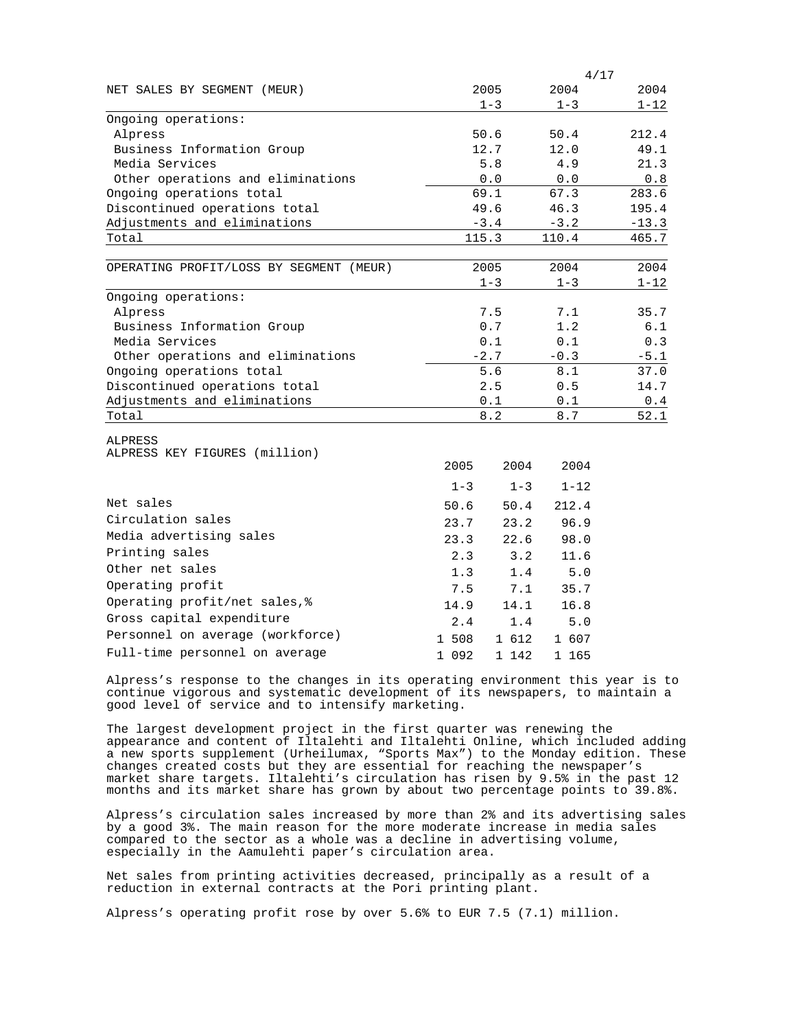| NET SALES BY SEGMENT (MEUR) | 2005 1-3 | 2004 1-3 | 2004 1-12 |
|---|---|---|---|
| Ongoing operations: | | | |
| Alpress | 50.6 | 50.4 | 212.4 |
| Business Information Group | 12.7 | 12.0 | 49.1 |
| Media Services | 5.8 | 4.9 | 21.3 |
| Other operations and eliminations | 0.0 | 0.0 | 0.8 |
| Ongoing operations total | 69.1 | 67.3 | 283.6 |
| Discontinued operations total | 49.6 | 46.3 | 195.4 |
| Adjustments and eliminations | -3.4 | -3.2 | -13.3 |
| Total | 115.3 | 110.4 | 465.7 |

| OPERATING PROFIT/LOSS BY SEGMENT (MEUR) | 2005 1-3 | 2004 1-3 | 2004 1-12 |
|---|---|---|---|
| Ongoing operations: | | | |
| Alpress | 7.5 | 7.1 | 35.7 |
| Business Information Group | 0.7 | 1.2 | 6.1 |
| Media Services | 0.1 | 0.1 | 0.3 |
| Other operations and eliminations | -2.7 | -0.3 | -5.1 |
| Ongoing operations total | 5.6 | 8.1 | 37.0 |
| Discontinued operations total | 2.5 | 0.5 | 14.7 |
| Adjustments and eliminations | 0.1 | 0.1 | 0.4 |
| Total | 8.2 | 8.7 | 52.1 |

## ALPRESS

ALPRESS KEY FIGURES (million)

| | 2005 1-3 | 2004 1-3 | 2004 1-12 |
|---|---|---|---|
| Net sales | 50.6 | 50.4 | 212.4 |
| Circulation sales | 23.7 | 23.2 | 96.9 |
| Media advertising sales | 23.3 | 22.6 | 98.0 |
| Printing sales | 2.3 | 3.2 | 11.6 |
| Other net sales | 1.3 | 1.4 | 5.0 |
| Operating profit | 7.5 | 7.1 | 35.7 |
| Operating profit/net sales,% | 14.9 | 14.1 | 16.8 |
| Gross capital expenditure | 2.4 | 1.4 | 5.0 |
| Personnel on average (workforce) | 1 508 | 1 612 | 1 607 |
| Full-time personnel on average | 1 092 | 1 142 | 1 165 |

Alpress's response to the changes in its operating environment this year is to continue vigorous and systematic development of its newspapers, to maintain a good level of service and to intensify marketing.

The largest development project in the first quarter was renewing the appearance and content of Iltalehti and Iltalehti Online, which included adding a new sports supplement (Urheilumax, "Sports Max") to the Monday edition. These changes created costs but they are essential for reaching the newspaper's market share targets. Iltalehti's circulation has risen by 9.5% in the past 12 months and its market share has grown by about two percentage points to 39.8%.

Alpress's circulation sales increased by more than 2% and its advertising sales by a good 3%. The main reason for the more moderate increase in media sales compared to the sector as a whole was a decline in advertising volume, especially in the Aamulehti paper's circulation area.

Net sales from printing activities decreased, principally as a result of a reduction in external contracts at the Pori printing plant.

Alpress's operating profit rose by over 5.6% to EUR 7.5 (7.1) million.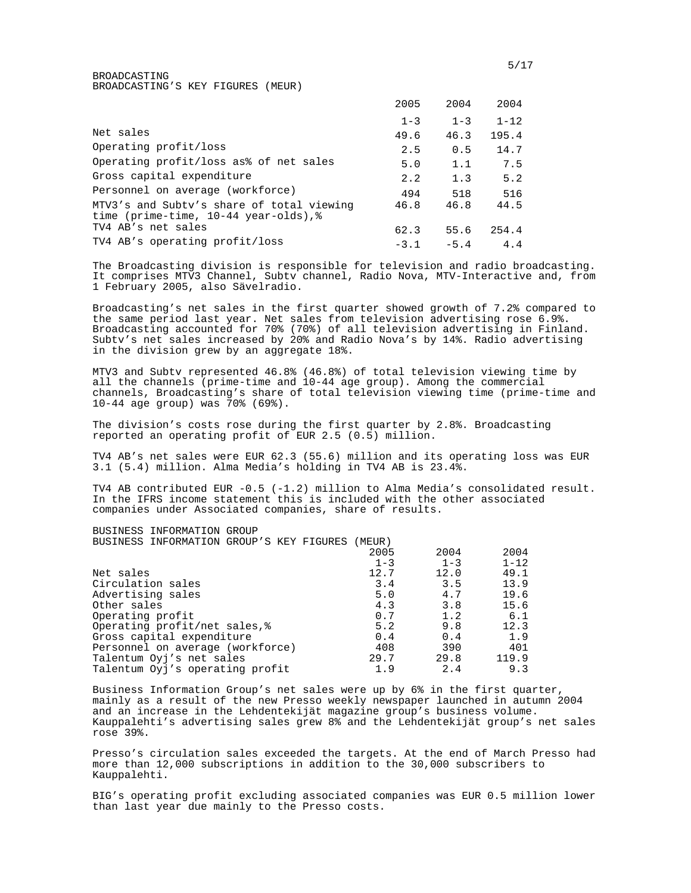## BROADCASTING

### BROADCASTING'S KEY FIGURES (MEUR)

| | 2005 1-3 | 2004 1-3 | 2004 1-12 |
|---|---|---|---|
| Net sales | 49.6 | 46.3 | 195.4 |
| Operating profit/loss | 2.5 | 0.5 | 14.7 |
| Operating profit/loss as% of net sales | 5.0 | 1.1 | 7.5 |
| Gross capital expenditure | 2.2 | 1.3 | 5.2 |
| Personnel on average (workforce) | 494 | 518 | 516 |
| MTV3's and Subtv's share of total viewing time (prime-time, 10-44 year-olds),% | 46.8 | 46.8 | 44.5 |
| TV4 AB's net sales | 62.3 | 55.6 | 254.4 |
| TV4 AB's operating profit/loss | -3.1 | -5.4 | 4.4 |

The Broadcasting division is responsible for television and radio broadcasting. It comprises MTV3 Channel, Subtv channel, Radio Nova, MTV-Interactive and, from 1 February 2005, also Sävelradio.

Broadcasting's net sales in the first quarter showed growth of 7.2% compared to the same period last year. Net sales from television advertising rose 6.9%. Broadcasting accounted for 70% (70%) of all television advertising in Finland. Subtv's net sales increased by 20% and Radio Nova's by 14%. Radio advertising in the division grew by an aggregate 18%.

MTV3 and Subtv represented 46.8% (46.8%) of total television viewing time by all the channels (prime-time and 10-44 age group). Among the commercial channels, Broadcasting's share of total television viewing time (prime-time and 10-44 age group) was 70% (69%).

The division's costs rose during the first quarter by 2.8%. Broadcasting reported an operating profit of EUR 2.5 (0.5) million.

TV4 AB's net sales were EUR 62.3 (55.6) million and its operating loss was EUR 3.1 (5.4) million. Alma Media's holding in TV4 AB is 23.4%.

TV4 AB contributed EUR -0.5 (-1.2) million to Alma Media's consolidated result. In the IFRS income statement this is included with the other associated companies under Associated companies, share of results.

## BUSINESS INFORMATION GROUP

### BUSINESS INFORMATION GROUP'S KEY FIGURES (MEUR)

| | 2005 1-3 | 2004 1-3 | 2004 1-12 |
|---|---|---|---|
| Net sales | 12.7 | 12.0 | 49.1 |
| Circulation sales | 3.4 | 3.5 | 13.9 |
| Advertising sales | 5.0 | 4.7 | 19.6 |
| Other sales | 4.3 | 3.8 | 15.6 |
| Operating profit | 0.7 | 1.2 | 6.1 |
| Operating profit/net sales,% | 5.2 | 9.8 | 12.3 |
| Gross capital expenditure | 0.4 | 0.4 | 1.9 |
| Personnel on average (workforce) | 408 | 390 | 401 |
| Talentum Oyj's net sales | 29.7 | 29.8 | 119.9 |
| Talentum Oyj's operating profit | 1.9 | 2.4 | 9.3 |

Business Information Group's net sales were up by 6% in the first quarter, mainly as a result of the new Presso weekly newspaper launched in autumn 2004 and an increase in the Lehdentekijät magazine group's business volume. Kauppalehti's advertising sales grew 8% and the Lehdentekijät group's net sales rose 39%.

Presso's circulation sales exceeded the targets. At the end of March Presso had more than 12,000 subscriptions in addition to the 30,000 subscribers to Kauppalehti.

BIG's operating profit excluding associated companies was EUR 0.5 million lower than last year due mainly to the Presso costs.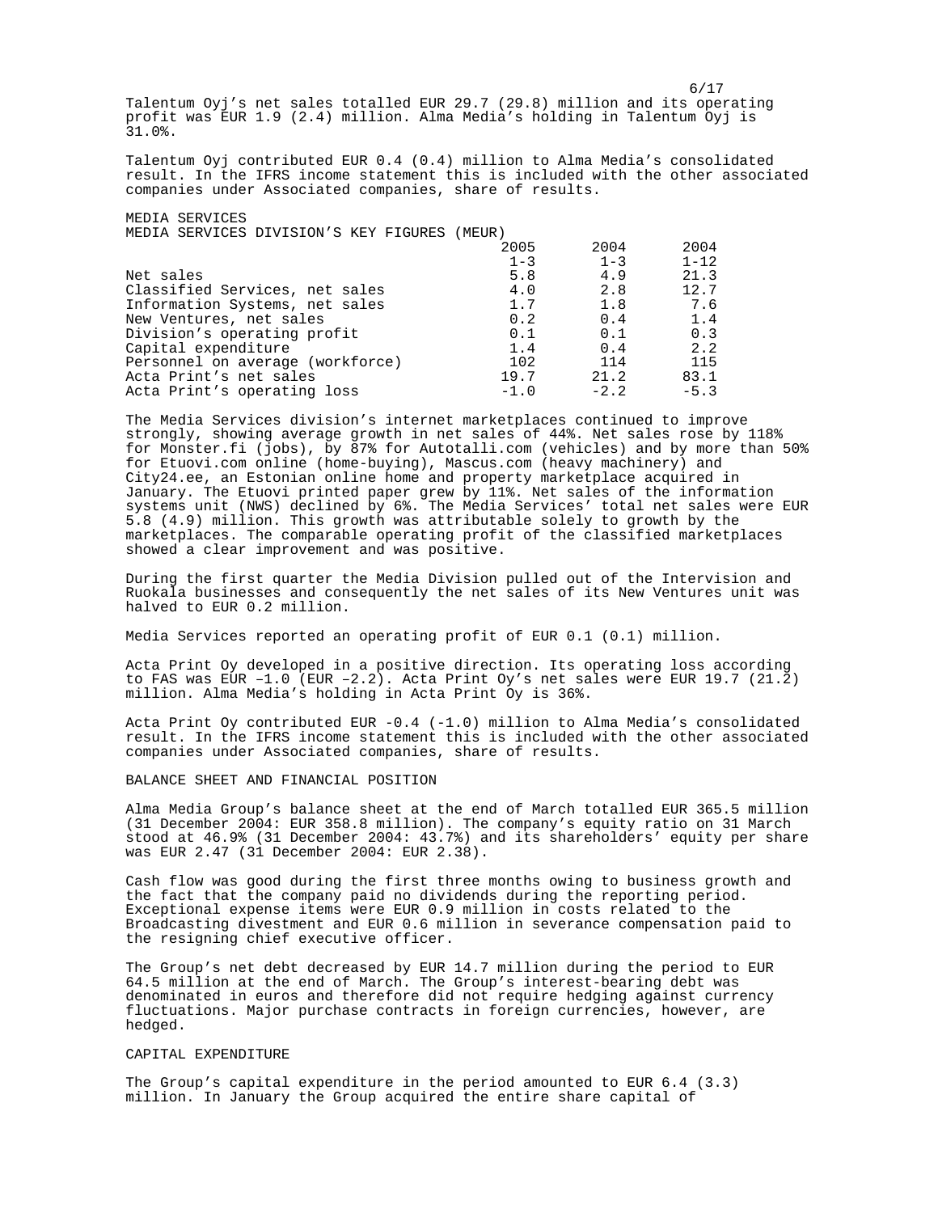Talentum Oyj's net sales totalled EUR 29.7 (29.8) million and its operating profit was EUR 1.9 (2.4) million. Alma Media's holding in Talentum Oyj is 31.0%.

Talentum Oyj contributed EUR 0.4 (0.4) million to Alma Media's consolidated result. In the IFRS income statement this is included with the other associated companies under Associated companies, share of results.

## MEDIA SERVICES

MEDIA SERVICES DIVISION'S KEY FIGURES (MEUR)

| | 2005 1-3 | 2004 1-3 | 2004 1-12 |
|---|---|---|---|
| Net sales | 5.8 | 4.9 | 21.3 |
| Classified Services, net sales | 4.0 | 2.8 | 12.7 |
| Information Systems, net sales | 1.7 | 1.8 | 7.6 |
| New Ventures, net sales | 0.2 | 0.4 | 1.4 |
| Division's operating profit | 0.1 | 0.1 | 0.3 |
| Capital expenditure | 1.4 | 0.4 | 2.2 |
| Personnel on average (workforce) | 102 | 114 | 115 |
| Acta Print's net sales | 19.7 | 21.2 | 83.1 |
| Acta Print's operating loss | -1.0 | -2.2 | -5.3 |

The Media Services division's internet marketplaces continued to improve strongly, showing average growth in net sales of 44%. Net sales rose by 118% for Monster.fi (jobs), by 87% for Autotalli.com (vehicles) and by more than 50% for Etuovi.com online (home-buying), Mascus.com (heavy machinery) and City24.ee, an Estonian online home and property marketplace acquired in January. The Etuovi printed paper grew by 11%. Net sales of the information systems unit (NWS) declined by 6%. The Media Services' total net sales were EUR 5.8 (4.9) million. This growth was attributable solely to growth by the marketplaces. The comparable operating profit of the classified marketplaces showed a clear improvement and was positive.

During the first quarter the Media Division pulled out of the Intervision and Ruokala businesses and consequently the net sales of its New Ventures unit was halved to EUR 0.2 million.

Media Services reported an operating profit of EUR 0.1 (0.1) million.

Acta Print Oy developed in a positive direction. Its operating loss according to FAS was EUR –1.0 (EUR –2.2). Acta Print Oy's net sales were EUR 19.7 (21.2) million. Alma Media's holding in Acta Print Oy is 36%.

Acta Print Oy contributed EUR -0.4 (-1.0) million to Alma Media's consolidated result. In the IFRS income statement this is included with the other associated companies under Associated companies, share of results.

## BALANCE SHEET AND FINANCIAL POSITION

Alma Media Group's balance sheet at the end of March totalled EUR 365.5 million (31 December 2004: EUR 358.8 million). The company's equity ratio on 31 March stood at 46.9% (31 December 2004: 43.7%) and its shareholders' equity per share was EUR 2.47 (31 December 2004: EUR 2.38).

Cash flow was good during the first three months owing to business growth and the fact that the company paid no dividends during the reporting period. Exceptional expense items were EUR 0.9 million in costs related to the Broadcasting divestment and EUR 0.6 million in severance compensation paid to the resigning chief executive officer.

The Group's net debt decreased by EUR 14.7 million during the period to EUR 64.5 million at the end of March. The Group's interest-bearing debt was denominated in euros and therefore did not require hedging against currency fluctuations. Major purchase contracts in foreign currencies, however, are hedged.

## CAPITAL EXPENDITURE

The Group's capital expenditure in the period amounted to EUR 6.4 (3.3) million. In January the Group acquired the entire share capital of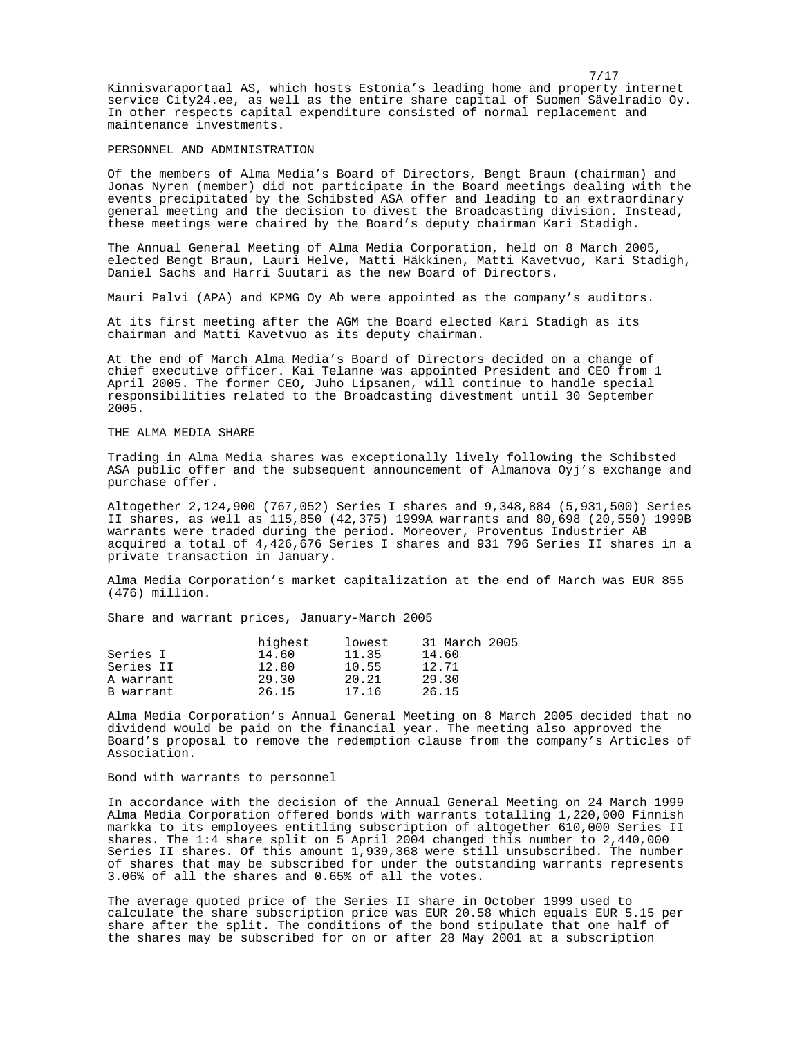Kinnisvaraportaal AS, which hosts Estonia's leading home and property internet service City24.ee, as well as the entire share capital of Suomen Sävelradio Oy. In other respects capital expenditure consisted of normal replacement and maintenance investments.

## PERSONNEL AND ADMINISTRATION

Of the members of Alma Media's Board of Directors, Bengt Braun (chairman) and Jonas Nyren (member) did not participate in the Board meetings dealing with the events precipitated by the Schibsted ASA offer and leading to an extraordinary general meeting and the decision to divest the Broadcasting division. Instead, these meetings were chaired by the Board's deputy chairman Kari Stadigh.

The Annual General Meeting of Alma Media Corporation, held on 8 March 2005, elected Bengt Braun, Lauri Helve, Matti Häkkinen, Matti Kavetvuo, Kari Stadigh, Daniel Sachs and Harri Suutari as the new Board of Directors.

Mauri Palvi (APA) and KPMG Oy Ab were appointed as the company's auditors.

At its first meeting after the AGM the Board elected Kari Stadigh as its chairman and Matti Kavetvuo as its deputy chairman.

At the end of March Alma Media's Board of Directors decided on a change of chief executive officer. Kai Telanne was appointed President and CEO from 1 April 2005. The former CEO, Juho Lipsanen, will continue to handle special responsibilities related to the Broadcasting divestment until 30 September 2005.

## THE ALMA MEDIA SHARE

Trading in Alma Media shares was exceptionally lively following the Schibsted ASA public offer and the subsequent announcement of Almanova Oyj's exchange and purchase offer.

Altogether 2,124,900 (767,052) Series I shares and 9,348,884 (5,931,500) Series II shares, as well as 115,850 (42,375) 1999A warrants and 80,698 (20,550) 1999B warrants were traded during the period. Moreover, Proventus Industrier AB acquired a total of 4,426,676 Series I shares and 931 796 Series II shares in a private transaction in January.

Alma Media Corporation's market capitalization at the end of March was EUR 855 (476) million.

Share and warrant prices, January-March 2005

| | highest | lowest | 31 March 2005 |
|---|---|---|---|
| Series I | 14.60 | 11.35 | 14.60 |
| Series II | 12.80 | 10.55 | 12.71 |
| A warrant | 29.30 | 20.21 | 29.30 |
| B warrant | 26.15 | 17.16 | 26.15 |

Alma Media Corporation's Annual General Meeting on 8 March 2005 decided that no dividend would be paid on the financial year. The meeting also approved the Board's proposal to remove the redemption clause from the company's Articles of Association.

### Bond with warrants to personnel

In accordance with the decision of the Annual General Meeting on 24 March 1999 Alma Media Corporation offered bonds with warrants totalling 1,220,000 Finnish markka to its employees entitling subscription of altogether 610,000 Series II shares. The 1:4 share split on 5 April 2004 changed this number to 2,440,000 Series II shares. Of this amount 1,939,368 were still unsubscribed. The number of shares that may be subscribed for under the outstanding warrants represents 3.06% of all the shares and 0.65% of all the votes.

The average quoted price of the Series II share in October 1999 used to calculate the share subscription price was EUR 20.58 which equals EUR 5.15 per share after the split. The conditions of the bond stipulate that one half of the shares may be subscribed for on or after 28 May 2001 at a subscription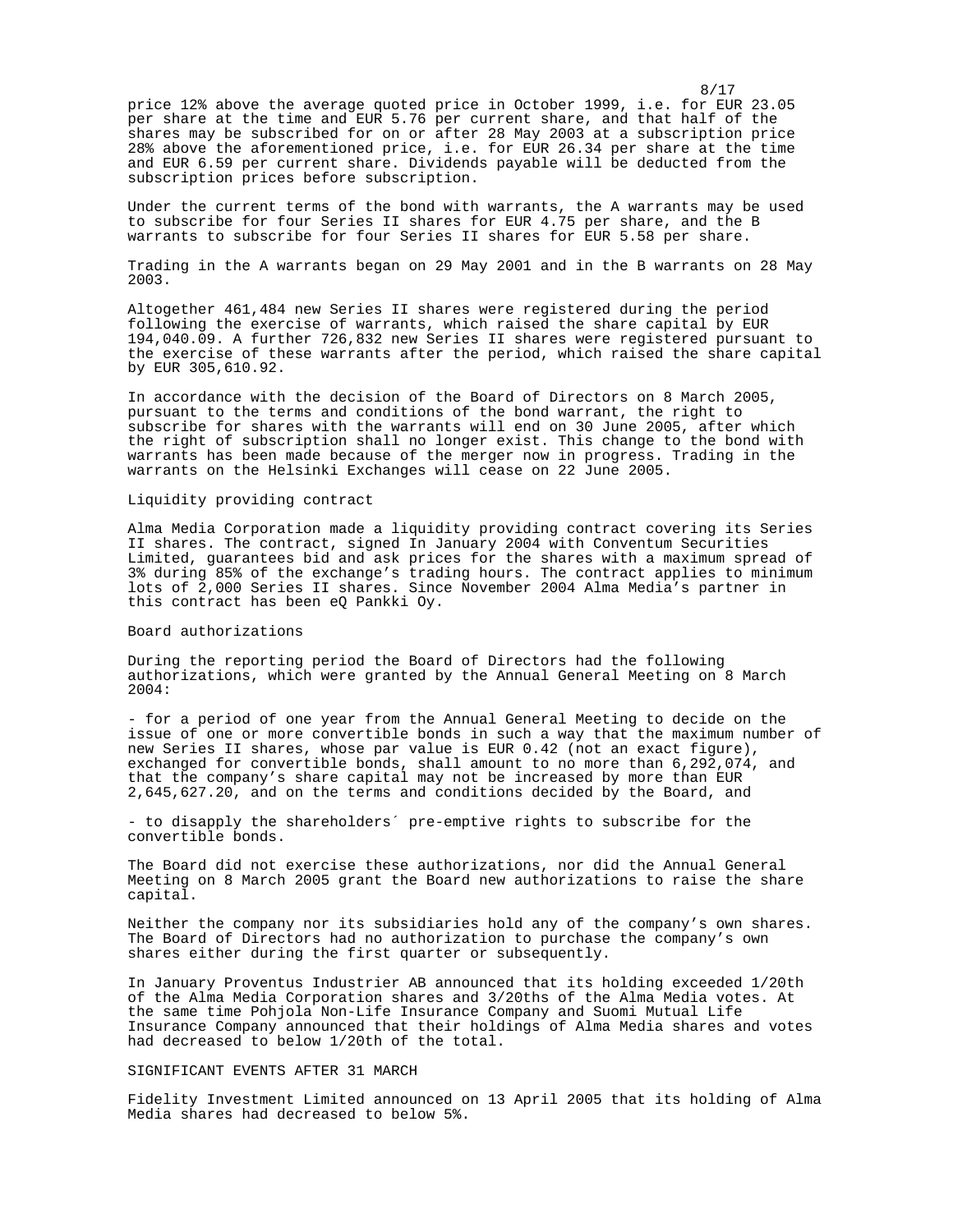price 12% above the average quoted price in October 1999, i.e. for EUR 23.05 per share at the time and EUR 5.76 per current share, and that half of the shares may be subscribed for on or after 28 May 2003 at a subscription price 28% above the aforementioned price, i.e. for EUR 26.34 per share at the time and EUR 6.59 per current share. Dividends payable will be deducted from the subscription prices before subscription.

Under the current terms of the bond with warrants, the A warrants may be used to subscribe for four Series II shares for EUR 4.75 per share, and the B warrants to subscribe for four Series II shares for EUR 5.58 per share.

Trading in the A warrants began on 29 May 2001 and in the B warrants on 28 May 2003.

Altogether 461,484 new Series II shares were registered during the period following the exercise of warrants, which raised the share capital by EUR 194,040.09. A further 726,832 new Series II shares were registered pursuant to the exercise of these warrants after the period, which raised the share capital by EUR 305,610.92.

In accordance with the decision of the Board of Directors on 8 March 2005, pursuant to the terms and conditions of the bond warrant, the right to subscribe for shares with the warrants will end on 30 June 2005, after which the right of subscription shall no longer exist. This change to the bond with warrants has been made because of the merger now in progress. Trading in the warrants on the Helsinki Exchanges will cease on 22 June 2005.

## Liquidity providing contract

Alma Media Corporation made a liquidity providing contract covering its Series II shares. The contract, signed In January 2004 with Conventum Securities Limited, guarantees bid and ask prices for the shares with a maximum spread of 3% during 85% of the exchange's trading hours. The contract applies to minimum lots of 2,000 Series II shares. Since November 2004 Alma Media's partner in this contract has been eQ Pankki Oy.

## Board authorizations

During the reporting period the Board of Directors had the following authorizations, which were granted by the Annual General Meeting on 8 March 2004:

- for a period of one year from the Annual General Meeting to decide on the issue of one or more convertible bonds in such a way that the maximum number of new Series II shares, whose par value is EUR 0.42 (not an exact figure), exchanged for convertible bonds, shall amount to no more than 6,292,074, and that the company's share capital may not be increased by more than EUR 2,645,627.20, and on the terms and conditions decided by the Board, and

- to disapply the shareholders´ pre-emptive rights to subscribe for the convertible bonds.

The Board did not exercise these authorizations, nor did the Annual General Meeting on 8 March 2005 grant the Board new authorizations to raise the share capital.

Neither the company nor its subsidiaries hold any of the company's own shares. The Board of Directors had no authorization to purchase the company's own shares either during the first quarter or subsequently.

In January Proventus Industrier AB announced that its holding exceeded 1/20th of the Alma Media Corporation shares and 3/20ths of the Alma Media votes. At the same time Pohjola Non-Life Insurance Company and Suomi Mutual Life Insurance Company announced that their holdings of Alma Media shares and votes had decreased to below 1/20th of the total.

## SIGNIFICANT EVENTS AFTER 31 MARCH

Fidelity Investment Limited announced on 13 April 2005 that its holding of Alma Media shares had decreased to below 5%.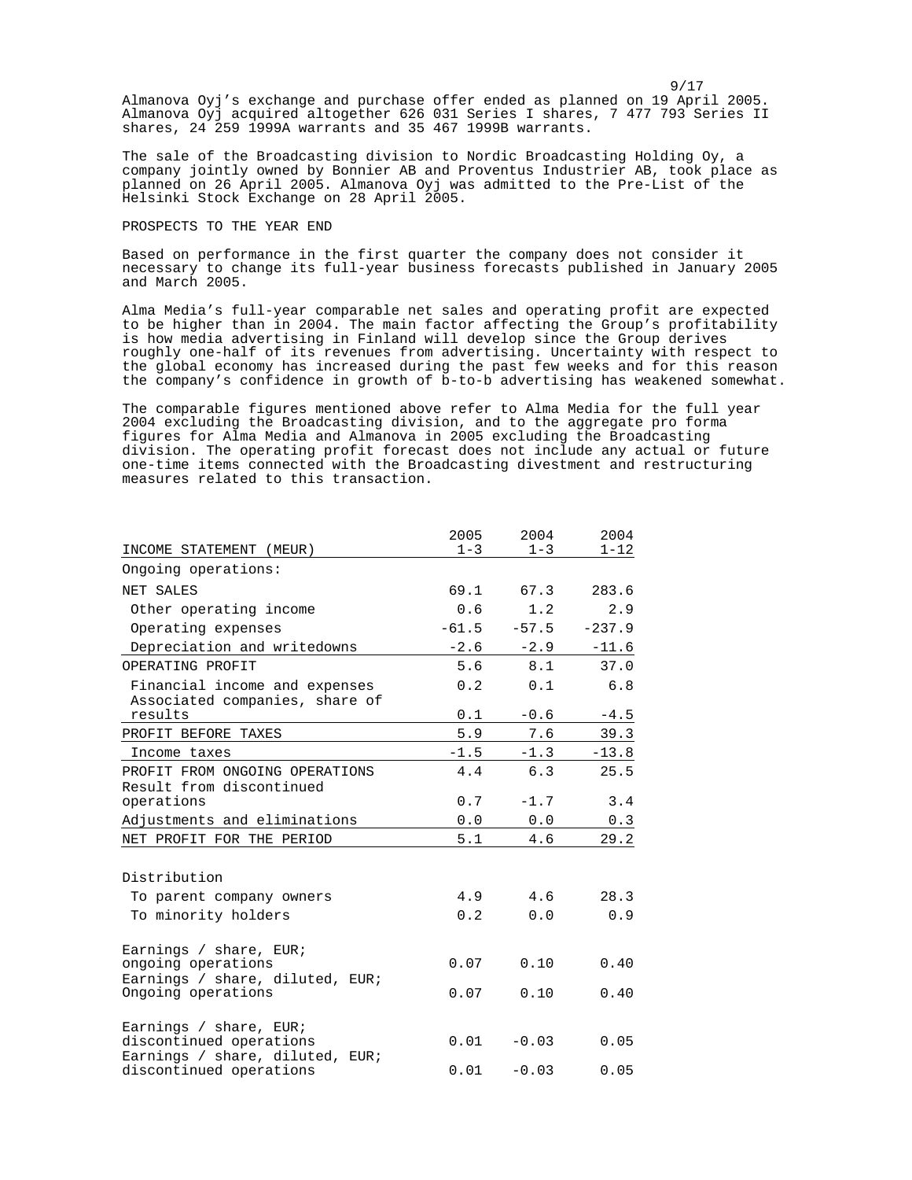Almanova Oyj's exchange and purchase offer ended as planned on 19 April 2005. Almanova Oyj acquired altogether 626 031 Series I shares, 7 477 793 Series II shares, 24 259 1999A warrants and 35 467 1999B warrants.

The sale of the Broadcasting division to Nordic Broadcasting Holding Oy, a company jointly owned by Bonnier AB and Proventus Industrier AB, took place as planned on 26 April 2005. Almanova Oyj was admitted to the Pre-List of the Helsinki Stock Exchange on 28 April 2005.

## PROSPECTS TO THE YEAR END

Based on performance in the first quarter the company does not consider it necessary to change its full-year business forecasts published in January 2005 and March 2005.

Alma Media's full-year comparable net sales and operating profit are expected to be higher than in 2004. The main factor affecting the Group's profitability is how media advertising in Finland will develop since the Group derives roughly one-half of its revenues from advertising. Uncertainty with respect to the global economy has increased during the past few weeks and for this reason the company's confidence in growth of b-to-b advertising has weakened somewhat.

The comparable figures mentioned above refer to Alma Media for the full year 2004 excluding the Broadcasting division, and to the aggregate pro forma figures for Alma Media and Almanova in 2005 excluding the Broadcasting division. The operating profit forecast does not include any actual or future one-time items connected with the Broadcasting divestment and restructuring measures related to this transaction.

| INCOME STATEMENT (MEUR) | 2005 1-3 | 2004 1-3 | 2004 1-12 |
|---|---|---|---|
| Ongoing operations: | | | |
| NET SALES | 69.1 | 67.3 | 283.6 |
| Other operating income | 0.6 | 1.2 | 2.9 |
| Operating expenses | -61.5 | -57.5 | -237.9 |
| Depreciation and writedowns | -2.6 | -2.9 | -11.6 |
| OPERATING PROFIT | 5.6 | 8.1 | 37.0 |
| Financial income and expenses | 0.2 | 0.1 | 6.8 |
| Associated companies, share of results | 0.1 | -0.6 | -4.5 |
| PROFIT BEFORE TAXES | 5.9 | 7.6 | 39.3 |
| Income taxes | -1.5 | -1.3 | -13.8 |
| PROFIT FROM ONGOING OPERATIONS | 4.4 | 6.3 | 25.5 |
| Result from discontinued operations | 0.7 | -1.7 | 3.4 |
| Adjustments and eliminations | 0.0 | 0.0 | 0.3 |
| NET PROFIT FOR THE PERIOD | 5.1 | 4.6 | 29.2 |
| | | | |
| Distribution | | | |
| To parent company owners | 4.9 | 4.6 | 28.3 |
| To minority holders | 0.2 | 0.0 | 0.9 |
| | | | |
| Earnings / share, EUR; ongoing operations | 0.07 | 0.10 | 0.40 |
| Earnings / share, diluted, EUR; Ongoing operations | 0.07 | 0.10 | 0.40 |
| | | | |
| Earnings / share, EUR; discontinued operations | 0.01 | -0.03 | 0.05 |
| Earnings / share, diluted, EUR; discontinued operations | 0.01 | -0.03 | 0.05 |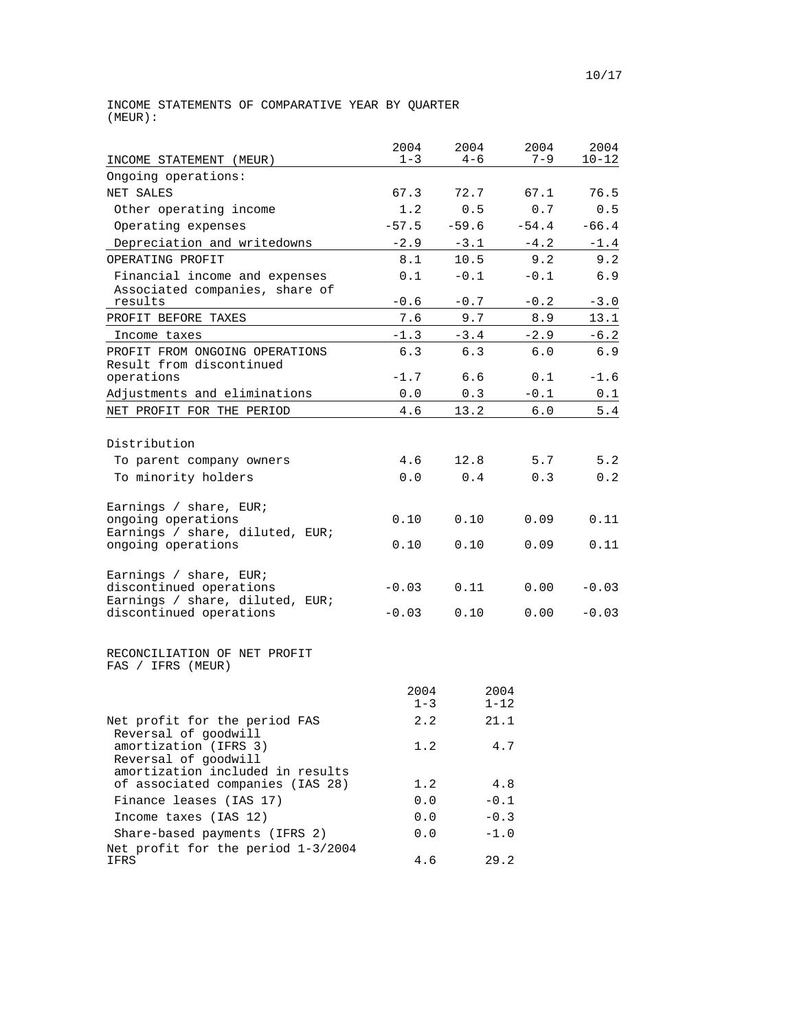INCOME STATEMENTS OF COMPARATIVE YEAR BY QUARTER (MEUR):

| INCOME STATEMENT (MEUR) | 2004 1-3 | 2004 4-6 | 2004 7-9 | 2004 10-12 |
|---|---|---|---|---|
| Ongoing operations: | | | | |
| NET SALES | 67.3 | 72.7 | 67.1 | 76.5 |
| Other operating income | 1.2 | 0.5 | 0.7 | 0.5 |
| Operating expenses | -57.5 | -59.6 | -54.4 | -66.4 |
| Depreciation and writedowns | -2.9 | -3.1 | -4.2 | -1.4 |
| OPERATING PROFIT | 8.1 | 10.5 | 9.2 | 9.2 |
| Financial income and expenses | 0.1 | -0.1 | -0.1 | 6.9 |
| Associated companies, share of results | -0.6 | -0.7 | -0.2 | -3.0 |
| PROFIT BEFORE TAXES | 7.6 | 9.7 | 8.9 | 13.1 |
| Income taxes | -1.3 | -3.4 | -2.9 | -6.2 |
| PROFIT FROM ONGOING OPERATIONS | 6.3 | 6.3 | 6.0 | 6.9 |
| Result from discontinued operations | -1.7 | 6.6 | 0.1 | -1.6 |
| Adjustments and eliminations | 0.0 | 0.3 | -0.1 | 0.1 |
| NET PROFIT FOR THE PERIOD | 4.6 | 13.2 | 6.0 | 5.4 |
| | | | | |
| Distribution | | | | |
| To parent company owners | 4.6 | 12.8 | 5.7 | 5.2 |
| To minority holders | 0.0 | 0.4 | 0.3 | 0.2 |
| | | | | |
| Earnings / share, EUR; ongoing operations | 0.10 | 0.10 | 0.09 | 0.11 |
| Earnings / share, diluted, EUR; ongoing operations | 0.10 | 0.10 | 0.09 | 0.11 |
| | | | | |
| Earnings / share, EUR; discontinued operations | -0.03 | 0.11 | 0.00 | -0.03 |
| Earnings / share, diluted, EUR; discontinued operations | -0.03 | 0.10 | 0.00 | -0.03 |

RECONCILIATION OF NET PROFIT FAS / IFRS (MEUR)

| | 2004 1-3 | 2004 1-12 |
|---|---|---|
| Net profit for the period FAS | 2.2 | 21.1 |
| Reversal of goodwill amortization (IFRS 3) | 1.2 | 4.7 |
| Reversal of goodwill amortization included in results of associated companies (IAS 28) | 1.2 | 4.8 |
| Finance leases (IAS 17) | 0.0 | -0.1 |
| Income taxes (IAS 12) | 0.0 | -0.3 |
| Share-based payments (IFRS 2) | 0.0 | -1.0 |
| Net profit for the period 1-3/2004 IFRS | 4.6 | 29.2 |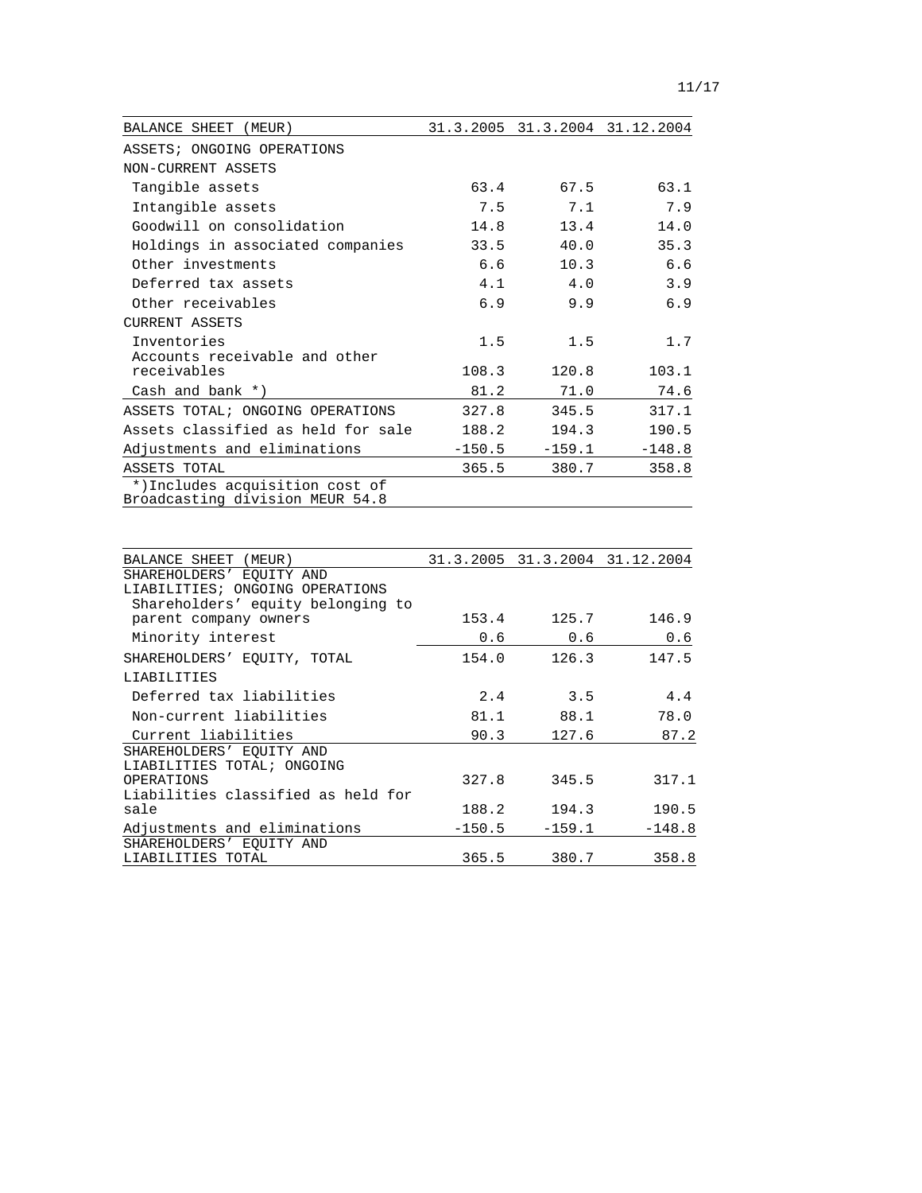| BALANCE SHEET (MEUR) | 31.3.2005 | 31.3.2004 | 31.12.2004 |
| --- | --- | --- | --- |
| ASSETS; ONGOING OPERATIONS | | | |
| NON-CURRENT ASSETS | | | |
| Tangible assets | 63.4 | 67.5 | 63.1 |
| Intangible assets | 7.5 | 7.1 | 7.9 |
| Goodwill on consolidation | 14.8 | 13.4 | 14.0 |
| Holdings in associated companies | 33.5 | 40.0 | 35.3 |
| Other investments | 6.6 | 10.3 | 6.6 |
| Deferred tax assets | 4.1 | 4.0 | 3.9 |
| Other receivables | 6.9 | 9.9 | 6.9 |
| CURRENT ASSETS | | | |
| Inventories | 1.5 | 1.5 | 1.7 |
| Accounts receivable and other receivables | 108.3 | 120.8 | 103.1 |
| Cash and bank *) | 81.2 | 71.0 | 74.6 |
| ASSETS TOTAL; ONGOING OPERATIONS | 327.8 | 345.5 | 317.1 |
| Assets classified as held for sale | 188.2 | 194.3 | 190.5 |
| Adjustments and eliminations | -150.5 | -159.1 | -148.8 |
| ASSETS TOTAL | 365.5 | 380.7 | 358.8 |

*)Includes acquisition cost of Broadcasting division MEUR 54.8

| BALANCE SHEET (MEUR) | 31.3.2005 | 31.3.2004 | 31.12.2004 |
| --- | --- | --- | --- |
| SHAREHOLDERS' EQUITY AND LIABILITIES; ONGOING OPERATIONS | | | |
| Shareholders' equity belonging to parent company owners | 153.4 | 125.7 | 146.9 |
| Minority interest | 0.6 | 0.6 | 0.6 |
| SHAREHOLDERS' EQUITY, TOTAL | 154.0 | 126.3 | 147.5 |
| LIABILITIES | | | |
| Deferred tax liabilities | 2.4 | 3.5 | 4.4 |
| Non-current liabilities | 81.1 | 88.1 | 78.0 |
| Current liabilities | 90.3 | 127.6 | 87.2 |
| SHAREHOLDERS' EQUITY AND LIABILITIES TOTAL; ONGOING OPERATIONS | 327.8 | 345.5 | 317.1 |
| Liabilities classified as held for sale | 188.2 | 194.3 | 190.5 |
| Adjustments and eliminations | -150.5 | -159.1 | -148.8 |
| SHAREHOLDERS' EQUITY AND LIABILITIES TOTAL | 365.5 | 380.7 | 358.8 |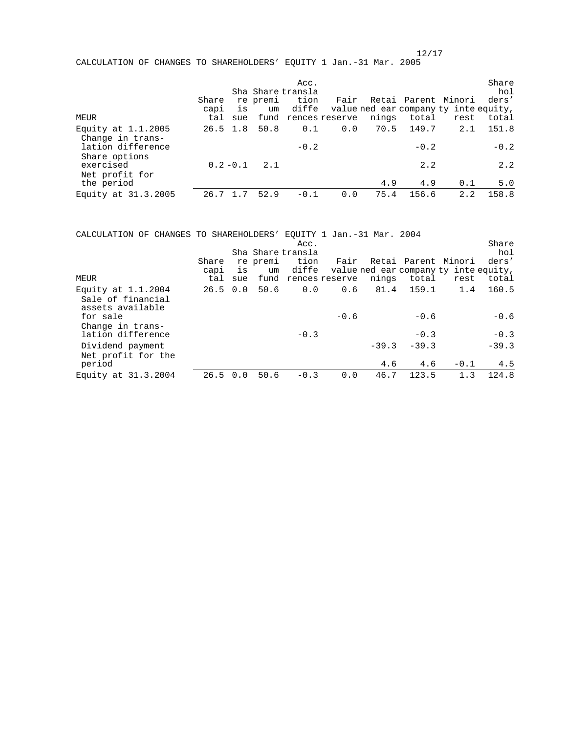## CALCULATION OF CHANGES TO SHAREHOLDERS' EQUITY 1 Jan.-31 Mar. 2005

| MEUR | Share capital | Share issue | Share premium fund | Acc. translation differences | Fair value reserve | Retained earnings | Parent company total | Minority interest | Shareholders' equity, total |
|---|---|---|---|---|---|---|---|---|---|
| Equity at 1.1.2005 | 26.5 | 1.8 | 50.8 | 0.1 | 0.0 | 70.5 | 149.7 | 2.1 | 151.8 |
| Change in translation difference | | | | -0.2 | | | -0.2 | | -0.2 |
| Share options exercised | 0.2 | -0.1 | 2.1 | | | | 2.2 | | 2.2 |
| Net profit for the period | | | | | | 4.9 | 4.9 | 0.1 | 5.0 |
| Equity at 31.3.2005 | 26.7 | 1.7 | 52.9 | -0.1 | 0.0 | 75.4 | 156.6 | 2.2 | 158.8 |

## CALCULATION OF CHANGES TO SHAREHOLDERS' EQUITY 1 Jan.-31 Mar. 2004

| MEUR | Share capital | Share issue | Share premium fund | Acc. translation differences | Fair value reserve | Retained earnings | Parent company total | Minority interest | Shareholders' equity, total |
|---|---|---|---|---|---|---|---|---|---|
| Equity at 1.1.2004 | 26.5 | 0.0 | 50.6 | 0.0 | 0.6 | 81.4 | 159.1 | 1.4 | 160.5 |
| Sale of financial assets available for sale | | | | | -0.6 | | -0.6 | | -0.6 |
| Change in translation difference | | | | -0.3 | | | -0.3 | | -0.3 |
| Dividend payment | | | | | | -39.3 | -39.3 | | -39.3 |
| Net profit for the period | | | | | | 4.6 | 4.6 | -0.1 | 4.5 |
| Equity at 31.3.2004 | 26.5 | 0.0 | 50.6 | -0.3 | 0.0 | 46.7 | 123.5 | 1.3 | 124.8 |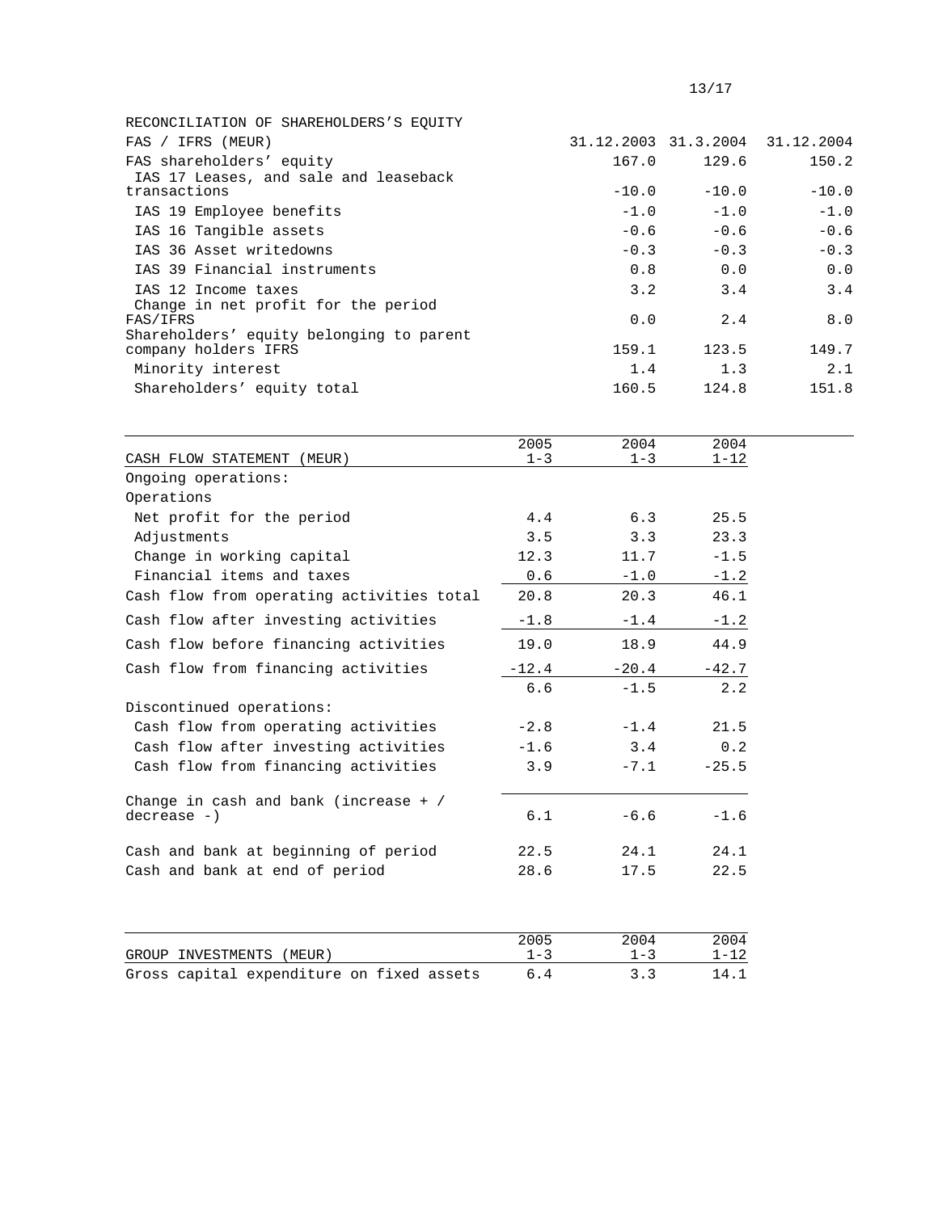RECONCILIATION OF SHAREHOLDERS'S EQUITY

| FAS / IFRS (MEUR) | 31.12.2003 | 31.3.2004 | 31.12.2004 |
|---|---|---|---|
| FAS shareholders' equity | 167.0 | 129.6 | 150.2 |
| IAS 17 Leases, and sale and leaseback transactions | -10.0 | -10.0 | -10.0 |
| IAS 19 Employee benefits | -1.0 | -1.0 | -1.0 |
| IAS 16 Tangible assets | -0.6 | -0.6 | -0.6 |
| IAS 36 Asset writedowns | -0.3 | -0.3 | -0.3 |
| IAS 39 Financial instruments | 0.8 | 0.0 | 0.0 |
| IAS 12 Income taxes | 3.2 | 3.4 | 3.4 |
| Change in net profit for the period FAS/IFRS | 0.0 | 2.4 | 8.0 |
| Shareholders' equity belonging to parent company holders IFRS | 159.1 | 123.5 | 149.7 |
| Minority interest | 1.4 | 1.3 | 2.1 |
| Shareholders' equity total | 160.5 | 124.8 | 151.8 |

| CASH FLOW STATEMENT (MEUR) | 2005 1-3 | 2004 1-3 | 2004 1-12 |
|---|---|---|---|
| Ongoing operations: | | | |
| Operations | | | |
| Net profit for the period | 4.4 | 6.3 | 25.5 |
| Adjustments | 3.5 | 3.3 | 23.3 |
| Change in working capital | 12.3 | 11.7 | -1.5 |
| Financial items and taxes | 0.6 | -1.0 | -1.2 |
| Cash flow from operating activities total | 20.8 | 20.3 | 46.1 |
| Cash flow after investing activities | -1.8 | -1.4 | -1.2 |
| Cash flow before financing activities | 19.0 | 18.9 | 44.9 |
| Cash flow from financing activities | -12.4 | -20.4 | -42.7 |
| | 6.6 | -1.5 | 2.2 |
| Discontinued operations: | | | |
| Cash flow from operating activities | -2.8 | -1.4 | 21.5 |
| Cash flow after investing activities | -1.6 | 3.4 | 0.2 |
| Cash flow from financing activities | 3.9 | -7.1 | -25.5 |
| Change in cash and bank (increase + / decrease -) | 6.1 | -6.6 | -1.6 |
| Cash and bank at beginning of period | 22.5 | 24.1 | 24.1 |
| Cash and bank at end of period | 28.6 | 17.5 | 22.5 |

| GROUP INVESTMENTS (MEUR) | 2005 1-3 | 2004 1-3 | 2004 1-12 |
|---|---|---|---|
| Gross capital expenditure on fixed assets | 6.4 | 3.3 | 14.1 |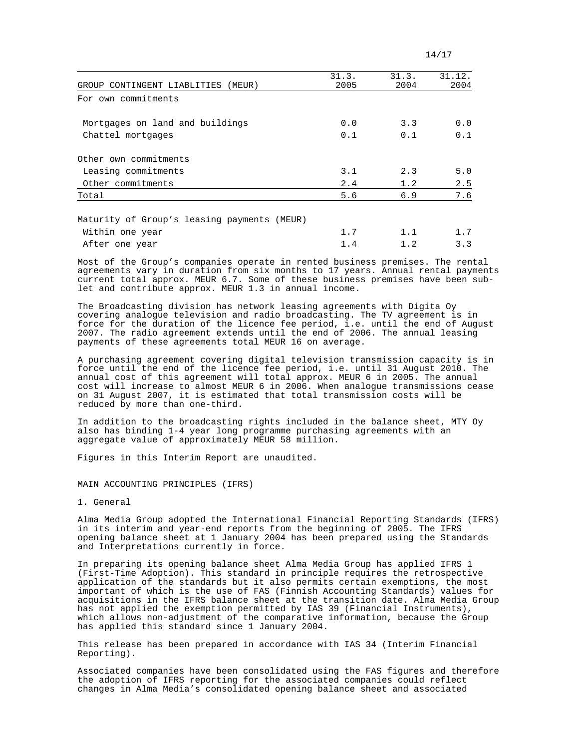| GROUP CONTINGENT LIABLITIES (MEUR) | 31.3. 2005 | 31.3. 2004 | 31.12. 2004 |
|---|---|---|---|
| For own commitments | | | |
| Mortgages on land and buildings | 0.0 | 3.3 | 0.0 |
| Chattel mortgages | 0.1 | 0.1 | 0.1 |
| Other own commitments | | | |
| Leasing commitments | 3.1 | 2.3 | 5.0 |
| Other commitments | 2.4 | 1.2 | 2.5 |
| Total | 5.6 | 6.9 | 7.6 |
| Maturity of Group's leasing payments (MEUR) | | | |
| Within one year | 1.7 | 1.1 | 1.7 |
| After one year | 1.4 | 1.2 | 3.3 |

Most of the Group's companies operate in rented business premises. The rental agreements vary in duration from six months to 17 years. Annual rental payments current total approx. MEUR 6.7. Some of these business premises have been sub-let and contribute approx. MEUR 1.3 in annual income.

The Broadcasting division has network leasing agreements with Digita Oy covering analogue television and radio broadcasting. The TV agreement is in force for the duration of the licence fee period, i.e. until the end of August 2007. The radio agreement extends until the end of 2006. The annual leasing payments of these agreements total MEUR 16 on average.

A purchasing agreement covering digital television transmission capacity is in force until the end of the licence fee period, i.e. until 31 August 2010. The annual cost of this agreement will total approx. MEUR 6 in 2005. The annual cost will increase to almost MEUR 6 in 2006. When analogue transmissions cease on 31 August 2007, it is estimated that total transmission costs will be reduced by more than one-third.

In addition to the broadcasting rights included in the balance sheet, MTY Oy also has binding 1-4 year long programme purchasing agreements with an aggregate value of approximately MEUR 58 million.

Figures in this Interim Report are unaudited.

## MAIN ACCOUNTING PRINCIPLES (IFRS)

### 1. General

Alma Media Group adopted the International Financial Reporting Standards (IFRS) in its interim and year-end reports from the beginning of 2005. The IFRS opening balance sheet at 1 January 2004 has been prepared using the Standards and Interpretations currently in force.

In preparing its opening balance sheet Alma Media Group has applied IFRS 1 (First-Time Adoption). This standard in principle requires the retrospective application of the standards but it also permits certain exemptions, the most important of which is the use of FAS (Finnish Accounting Standards) values for acquisitions in the IFRS balance sheet at the transition date. Alma Media Group has not applied the exemption permitted by IAS 39 (Financial Instruments), which allows non-adjustment of the comparative information, because the Group has applied this standard since 1 January 2004.

This release has been prepared in accordance with IAS 34 (Interim Financial Reporting).

Associated companies have been consolidated using the FAS figures and therefore the adoption of IFRS reporting for the associated companies could reflect changes in Alma Media's consolidated opening balance sheet and associated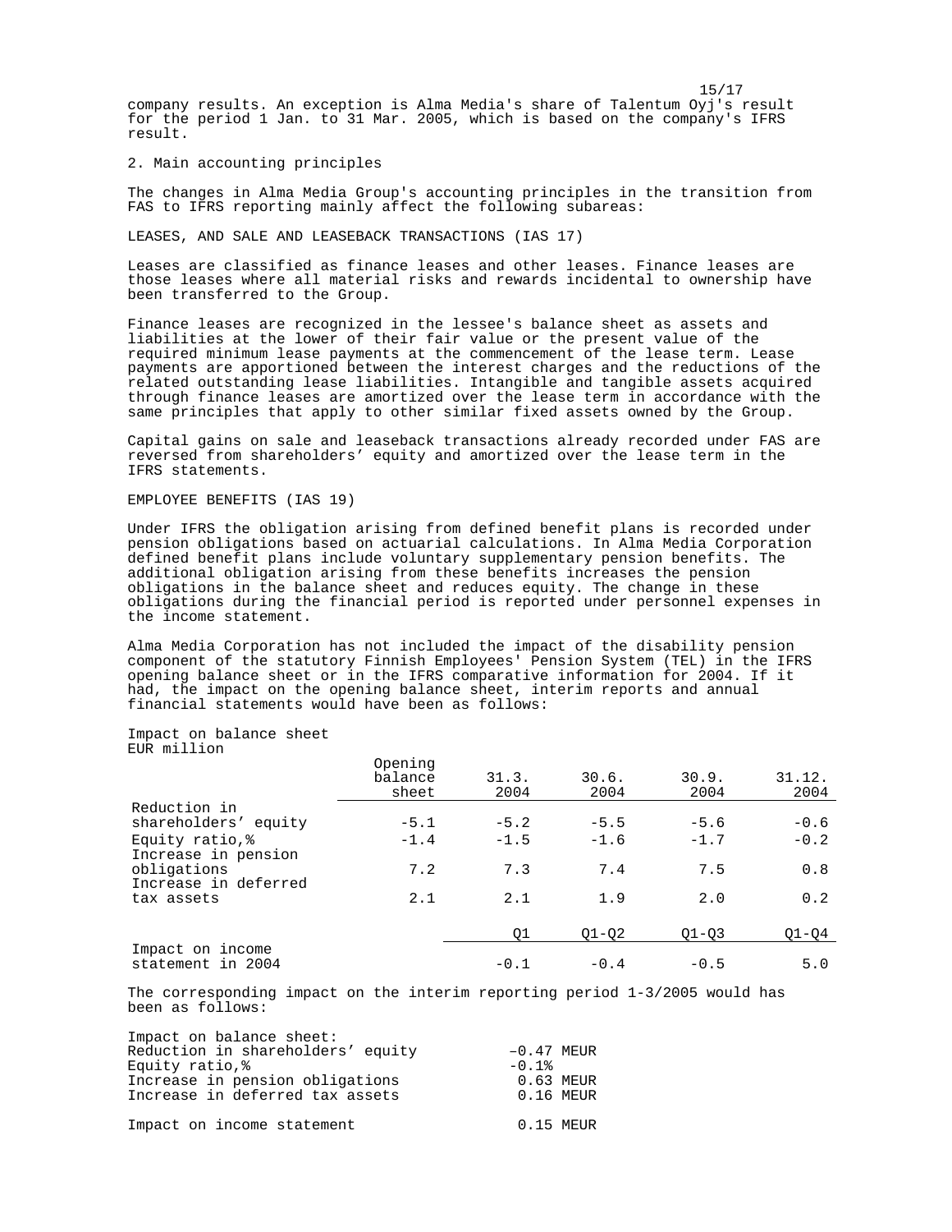company results. An exception is Alma Media's share of Talentum Oyj's result for the period 1 Jan. to 31 Mar. 2005, which is based on the company's IFRS result.

## 2. Main accounting principles

The changes in Alma Media Group's accounting principles in the transition from FAS to IFRS reporting mainly affect the following subareas:

### LEASES, AND SALE AND LEASEBACK TRANSACTIONS (IAS 17)

Leases are classified as finance leases and other leases. Finance leases are those leases where all material risks and rewards incidental to ownership have been transferred to the Group.

Finance leases are recognized in the lessee's balance sheet as assets and liabilities at the lower of their fair value or the present value of the required minimum lease payments at the commencement of the lease term. Lease payments are apportioned between the interest charges and the reductions of the related outstanding lease liabilities. Intangible and tangible assets acquired through finance leases are amortized over the lease term in accordance with the same principles that apply to other similar fixed assets owned by the Group.

Capital gains on sale and leaseback transactions already recorded under FAS are reversed from shareholders' equity and amortized over the lease term in the IFRS statements.

### EMPLOYEE BENEFITS (IAS 19)

Under IFRS the obligation arising from defined benefit plans is recorded under pension obligations based on actuarial calculations. In Alma Media Corporation defined benefit plans include voluntary supplementary pension benefits. The additional obligation arising from these benefits increases the pension obligations in the balance sheet and reduces equity. The change in these obligations during the financial period is reported under personnel expenses in the income statement.

Alma Media Corporation has not included the impact of the disability pension component of the statutory Finnish Employees' Pension System (TEL) in the IFRS opening balance sheet or in the IFRS comparative information for 2004. If it had, the impact on the opening balance sheet, interim reports and annual financial statements would have been as follows:

Impact on balance sheet
EUR million

| | Opening balance sheet | 31.3. 2004 | 30.6. 2004 | 30.9. 2004 | 31.12. 2004 |
|---|---|---|---|---|---|
| Reduction in shareholders' equity | -5.1 | -5.2 | -5.5 | -5.6 | -0.6 |
| Equity ratio,% | -1.4 | -1.5 | -1.6 | -1.7 | -0.2 |
| Increase in pension obligations | 7.2 | 7.3 | 7.4 | 7.5 | 0.8 |
| Increase in deferred tax assets | 2.1 | 2.1 | 1.9 | 2.0 | 0.2 |
| | | Q1 | Q1-Q2 | Q1-Q3 | Q1-Q4 |
| Impact on income statement in 2004 | | -0.1 | -0.4 | -0.5 | 5.0 |

The corresponding impact on the interim reporting period 1-3/2005 would has been as follows:

| Impact on balance sheet: | |
|---|---|
| Reduction in shareholders' equity | –0.47 MEUR |
| Equity ratio,% | -0.1% |
| Increase in pension obligations | 0.63 MEUR |
| Increase in deferred tax assets | 0.16 MEUR |
| Impact on income statement | 0.15 MEUR |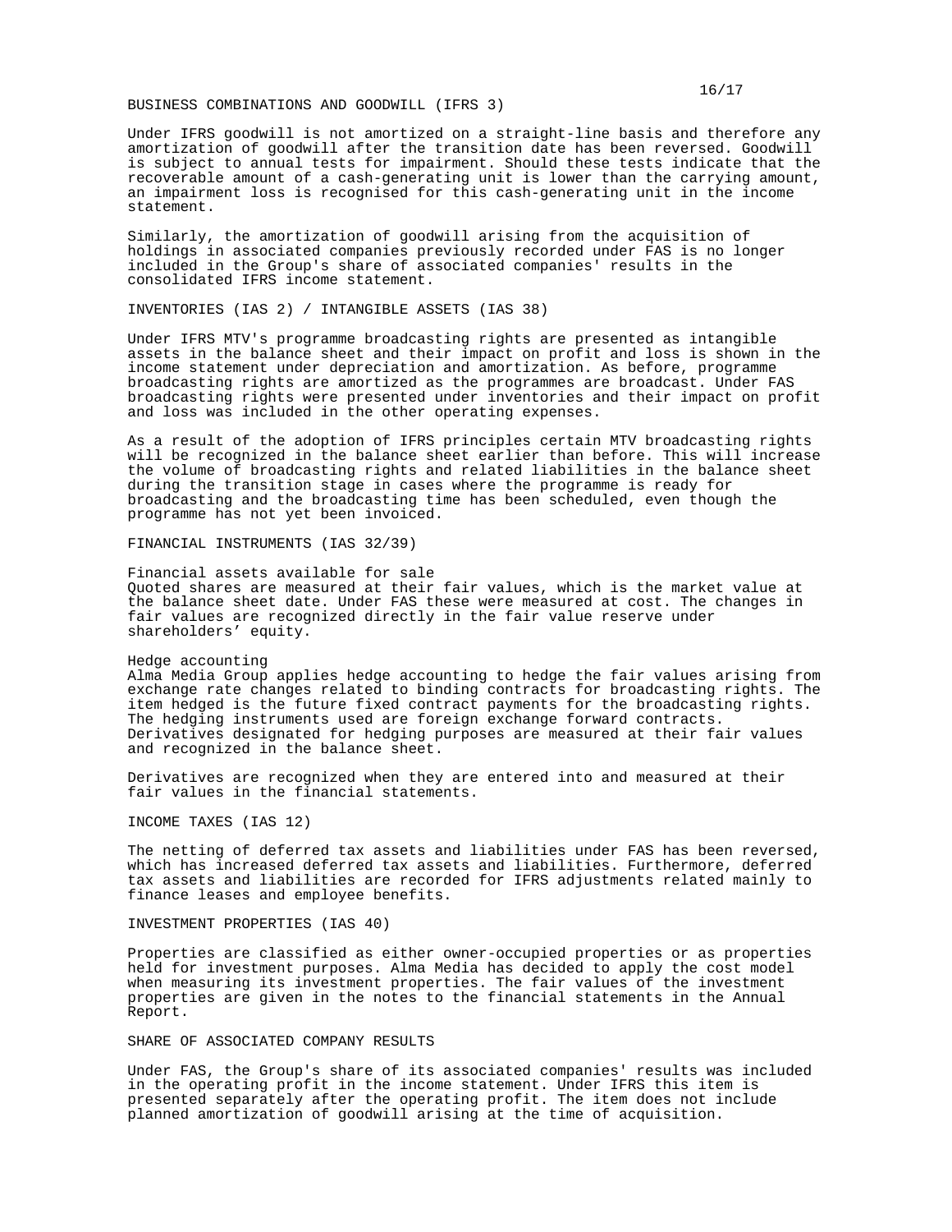## BUSINESS COMBINATIONS AND GOODWILL (IFRS 3)

Under IFRS goodwill is not amortized on a straight-line basis and therefore any amortization of goodwill after the transition date has been reversed. Goodwill is subject to annual tests for impairment. Should these tests indicate that the recoverable amount of a cash-generating unit is lower than the carrying amount, an impairment loss is recognised for this cash-generating unit in the income statement.

Similarly, the amortization of goodwill arising from the acquisition of holdings in associated companies previously recorded under FAS is no longer included in the Group's share of associated companies' results in the consolidated IFRS income statement.

## INVENTORIES (IAS 2) / INTANGIBLE ASSETS (IAS 38)

Under IFRS MTV's programme broadcasting rights are presented as intangible assets in the balance sheet and their impact on profit and loss is shown in the income statement under depreciation and amortization. As before, programme broadcasting rights are amortized as the programmes are broadcast. Under FAS broadcasting rights were presented under inventories and their impact on profit and loss was included in the other operating expenses.

As a result of the adoption of IFRS principles certain MTV broadcasting rights will be recognized in the balance sheet earlier than before. This will increase the volume of broadcasting rights and related liabilities in the balance sheet during the transition stage in cases where the programme is ready for broadcasting and the broadcasting time has been scheduled, even though the programme has not yet been invoiced.

## FINANCIAL INSTRUMENTS (IAS 32/39)

### Financial assets available for sale

Quoted shares are measured at their fair values, which is the market value at the balance sheet date. Under FAS these were measured at cost. The changes in fair values are recognized directly in the fair value reserve under shareholders' equity.

### Hedge accounting

Alma Media Group applies hedge accounting to hedge the fair values arising from exchange rate changes related to binding contracts for broadcasting rights. The item hedged is the future fixed contract payments for the broadcasting rights. The hedging instruments used are foreign exchange forward contracts. Derivatives designated for hedging purposes are measured at their fair values and recognized in the balance sheet.

Derivatives are recognized when they are entered into and measured at their fair values in the financial statements.

## INCOME TAXES (IAS 12)

The netting of deferred tax assets and liabilities under FAS has been reversed, which has increased deferred tax assets and liabilities. Furthermore, deferred tax assets and liabilities are recorded for IFRS adjustments related mainly to finance leases and employee benefits.

## INVESTMENT PROPERTIES (IAS 40)

Properties are classified as either owner-occupied properties or as properties held for investment purposes. Alma Media has decided to apply the cost model when measuring its investment properties. The fair values of the investment properties are given in the notes to the financial statements in the Annual Report.

## SHARE OF ASSOCIATED COMPANY RESULTS

Under FAS, the Group's share of its associated companies' results was included in the operating profit in the income statement. Under IFRS this item is presented separately after the operating profit. The item does not include planned amortization of goodwill arising at the time of acquisition.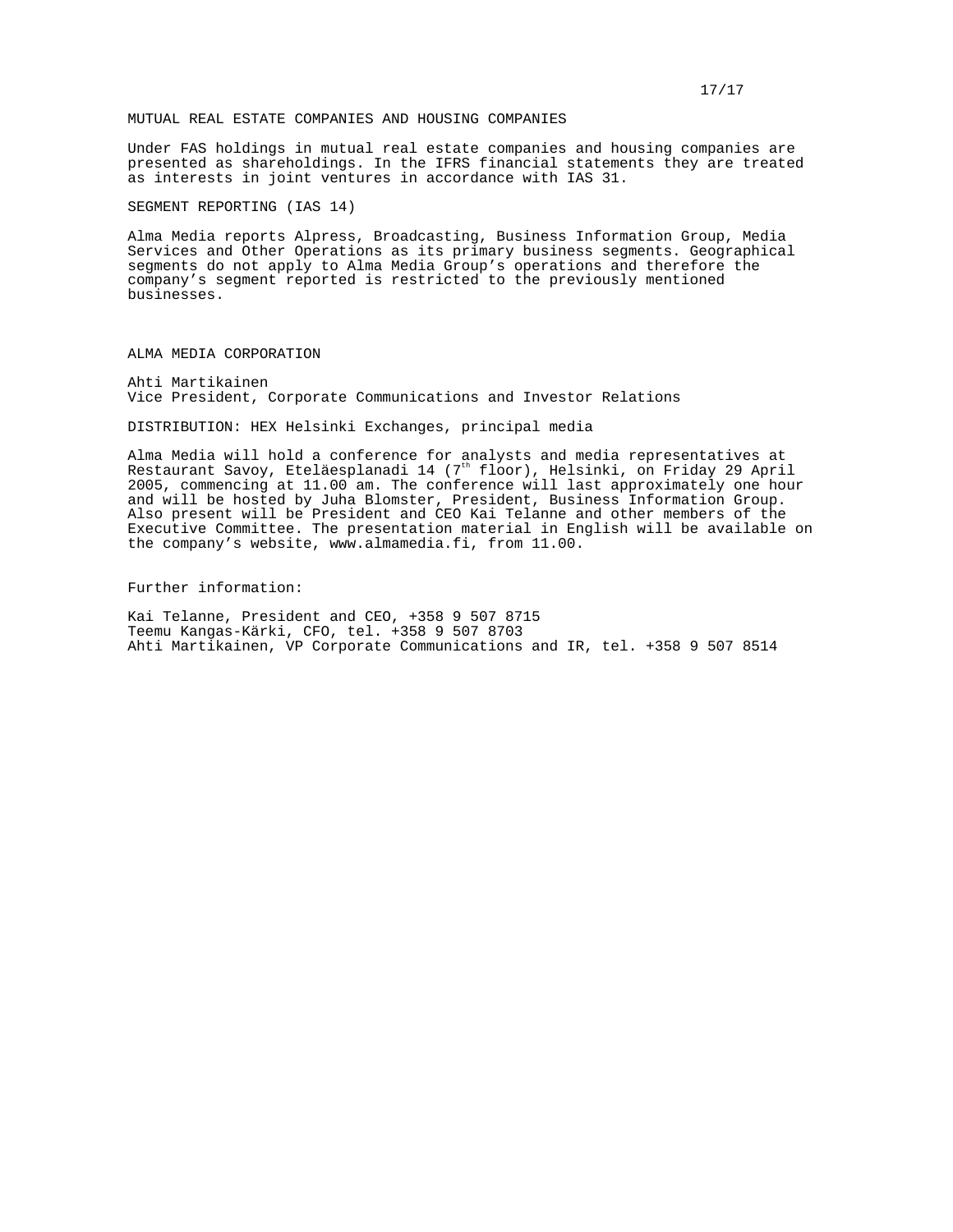## MUTUAL REAL ESTATE COMPANIES AND HOUSING COMPANIES

Under FAS holdings in mutual real estate companies and housing companies are presented as shareholdings. In the IFRS financial statements they are treated as interests in joint ventures in accordance with IAS 31.

## SEGMENT REPORTING (IAS 14)

Alma Media reports Alpress, Broadcasting, Business Information Group, Media Services and Other Operations as its primary business segments. Geographical segments do not apply to Alma Media Group's operations and therefore the company's segment reported is restricted to the previously mentioned businesses.

ALMA MEDIA CORPORATION

Ahti Martikainen
Vice President, Corporate Communications and Investor Relations

DISTRIBUTION: HEX Helsinki Exchanges, principal media

Alma Media will hold a conference for analysts and media representatives at Restaurant Savoy, Eteläesplanadi 14 (7th floor), Helsinki, on Friday 29 April 2005, commencing at 11.00 am. The conference will last approximately one hour and will be hosted by Juha Blomster, President, Business Information Group. Also present will be President and CEO Kai Telanne and other members of the Executive Committee. The presentation material in English will be available on the company's website, www.almamedia.fi, from 11.00.

Further information:

Kai Telanne, President and CEO, +358 9 507 8715
Teemu Kangas-Kärki, CFO, tel. +358 9 507 8703
Ahti Martikainen, VP Corporate Communications and IR, tel. +358 9 507 8514